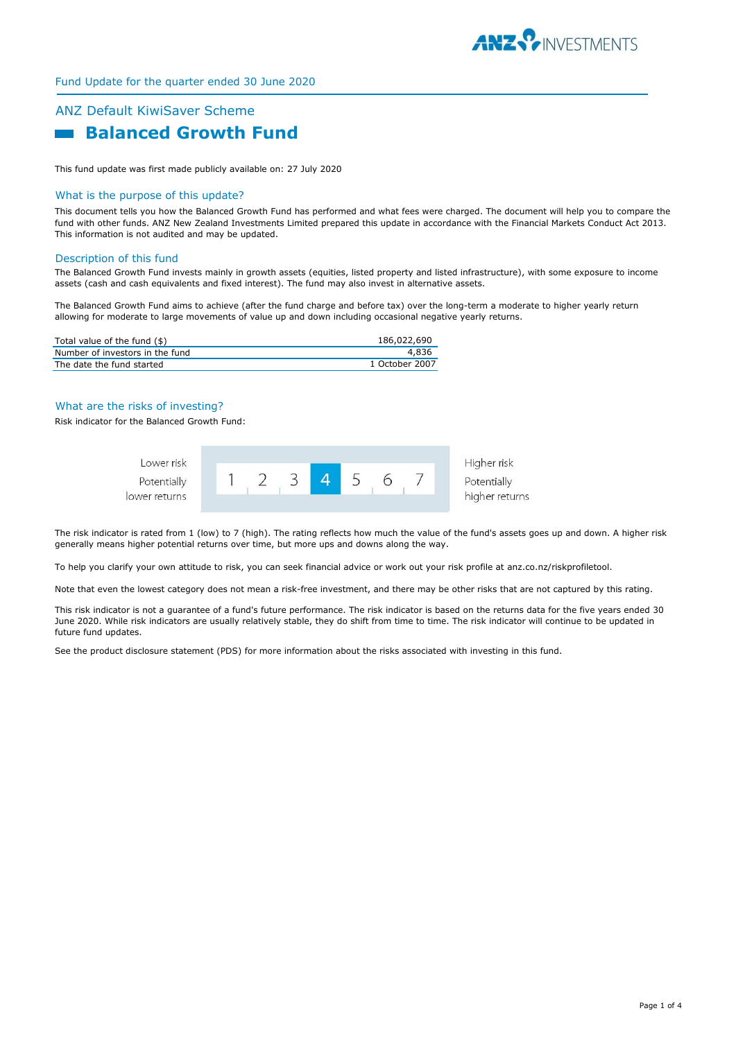Fund Update for the quarter ended 30 June 2020

# ANZ Default KiwiSaver Scheme

## Balanced Growth Fund

This fund update was first made publicly available on: 27 July 2020

### What is the purpose of this update?

This document tells you how the Balanced Growth Fund has performed and what fees were charged. The document will help you to compare the fund with other funds. ANZ New Zealand Investments Limited prepared this update in accordance with the Financial Markets Conduct Act 2013. This information is not audited and may be updated.

### Description of this fund

The Balanced Growth Fund invests mainly in growth assets (equities, listed property and listed infrastructure), with some exposure to income assets (cash and cash equivalents and fixed interest). The fund may also invest in alternative assets.

The Balanced Growth Fund aims to achieve (after the fund charge and before tax) over the long-term a moderate to higher yearly return allowing for moderate to large movements of value up and down including occasional negative yearly returns.

| | |
|---|---|
| Total value of the fund ($) | 186,022,690 |
| Number of investors in the fund | 4,836 |
| The date the fund started | 1 October 2007 |

### What are the risks of investing?

Risk indicator for the Balanced Growth Fund:

| Lower risk<br>Potentially lower returns | 1 | 2 | 3 | **4** | 5 | 6 | 7 | Higher risk<br>Potentially higher returns |
|---|---|---|---|---|---|---|---|---|

The risk indicator is rated from 1 (low) to 7 (high). The rating reflects how much the value of the fund's assets goes up and down. A higher risk generally means higher potential returns over time, but more ups and downs along the way.

To help you clarify your own attitude to risk, you can seek financial advice or work out your risk profile at anz.co.nz/riskprofiletool.

Note that even the lowest category does not mean a risk-free investment, and there may be other risks that are not captured by this rating.

This risk indicator is not a guarantee of a fund's future performance. The risk indicator is based on the returns data for the five years ended 30 June 2020. While risk indicators are usually relatively stable, they do shift from time to time. The risk indicator will continue to be updated in future fund updates.

See the product disclosure statement (PDS) for more information about the risks associated with investing in this fund.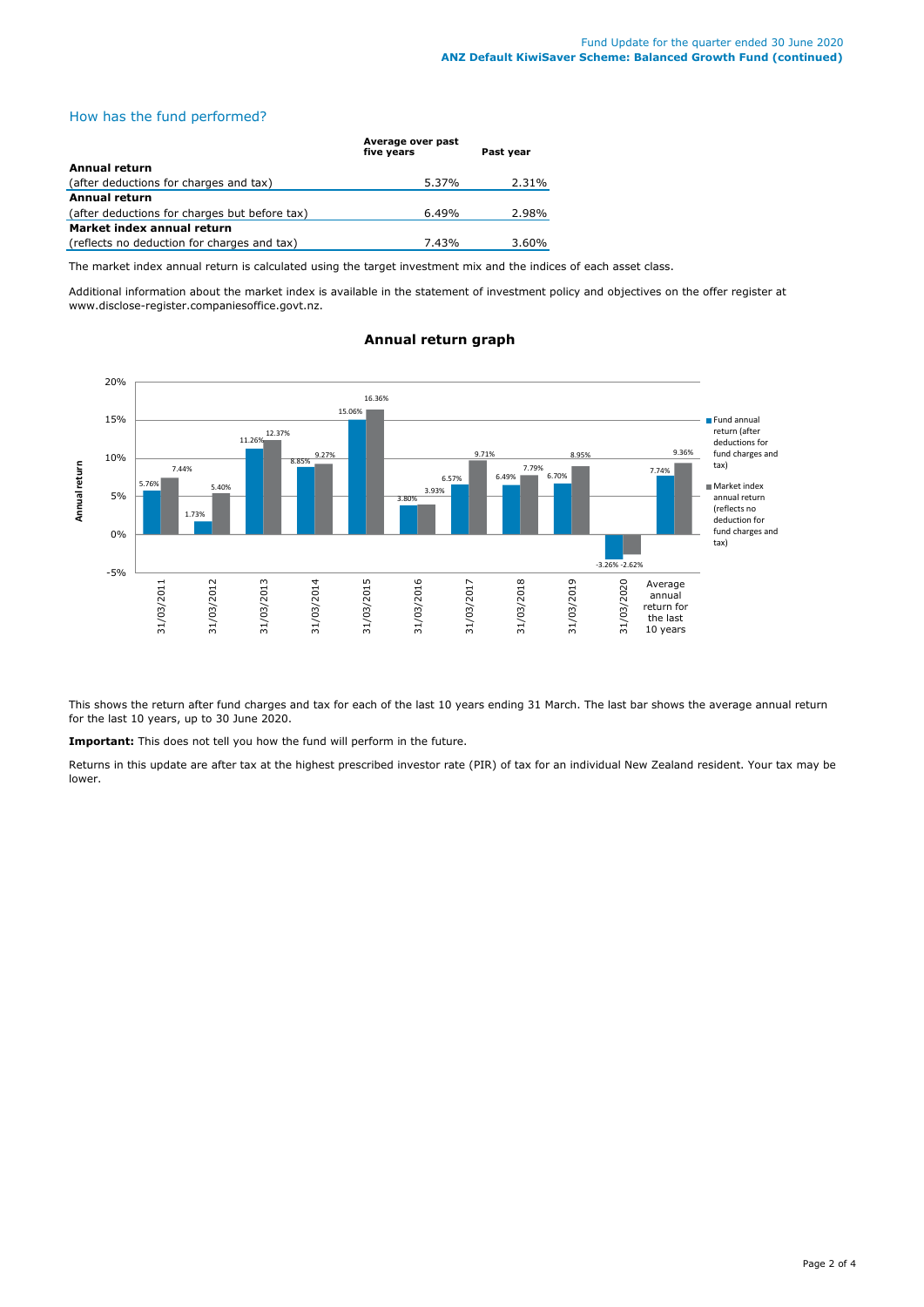## How has the fund performed?

| | Average over past five years | Past year |
|---|---|---|
| **Annual return** | | |
| (after deductions for charges and tax) | 5.37% | 2.31% |
| **Annual return** | | |
| (after deductions for charges but before tax) | 6.49% | 2.98% |
| **Market index annual return** | | |
| (reflects no deduction for charges and tax) | 7.43% | 3.60% |

The market index annual return is calculated using the target investment mix and the indices of each asset class.

Additional information about the market index is available in the statement of investment policy and objectives on the offer register at www.disclose-register.companiesoffice.govt.nz.

### Annual return graph

| Period | Fund annual return (after deductions for fund charges and tax) | Market index annual return (reflects no deduction for fund charges and tax) |
|---|---|---|
| 31/03/2011 | 5.76% | 7.44% |
| 31/03/2012 | 1.73% | 5.40% |
| 31/03/2013 | 11.26% | 12.37% |
| 31/03/2014 | 8.85% | 9.27% |
| 31/03/2015 | 15.06% | 16.36% |
| 31/03/2016 | 3.80% | 3.93% |
| 31/03/2017 | 6.57% | 9.71% |
| 31/03/2018 | 6.49% | 7.79% |
| 31/03/2019 | 6.70% | 8.95% |
| 31/03/2020 | -3.26% | -2.62% |
| Average annual return for the last 10 years | 7.74% | 9.36% |

This shows the return after fund charges and tax for each of the last 10 years ending 31 March. The last bar shows the average annual return for the last 10 years, up to 30 June 2020.

**Important:** This does not tell you how the fund will perform in the future.

Returns in this update are after tax at the highest prescribed investor rate (PIR) of tax for an individual New Zealand resident. Your tax may be lower.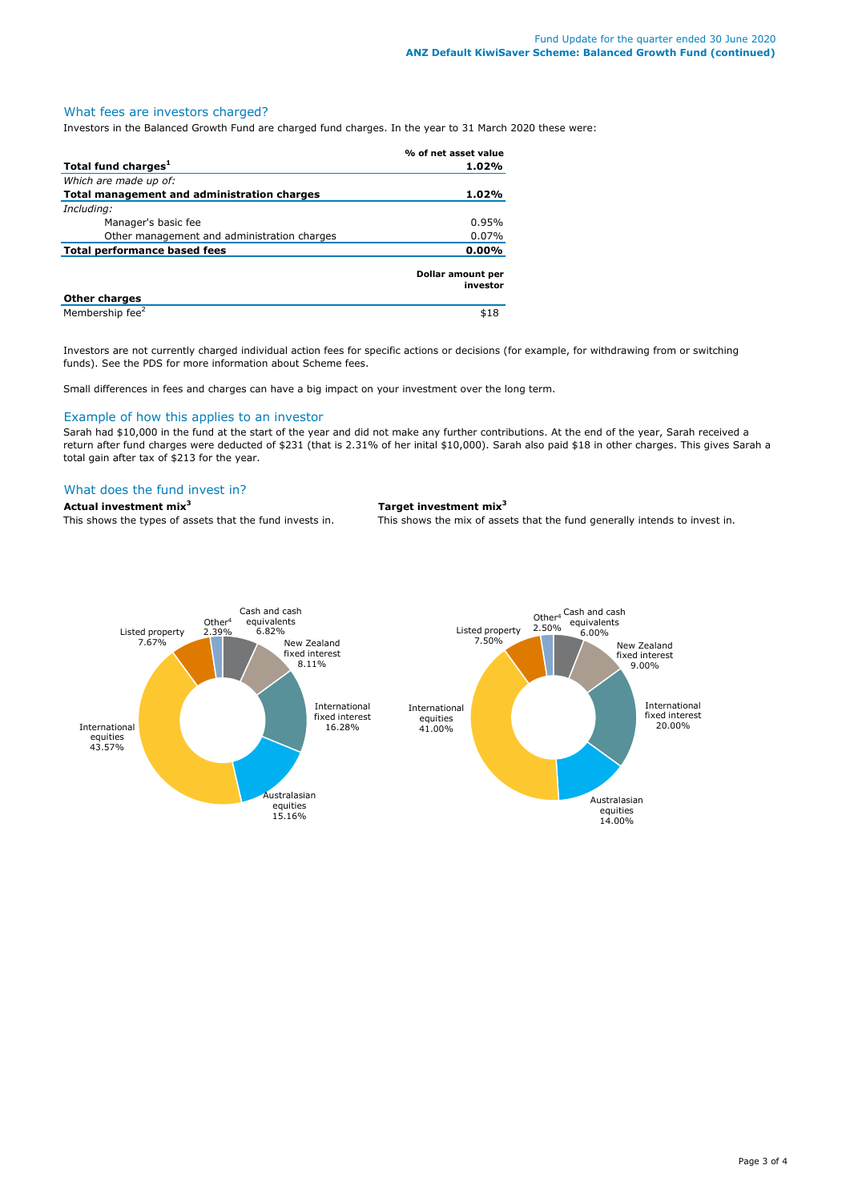## What fees are investors charged?

Investors in the Balanced Growth Fund are charged fund charges. In the year to 31 March 2020 these were:

| | % of net asset value |
|---|---|
| **Total fund charges[1]** | **1.02%** |
| *Which are made up of:* | |
| **Total management and administration charges** | **1.02%** |
| *Including:* | |
| Manager's basic fee | 0.95% |
| Other management and administration charges | 0.07% |
| **Total performance based fees** | **0.00%** |

| **Other charges** | **Dollar amount per investor** |
|---|---|
| Membership fee[2] | $18 |

Investors are not currently charged individual action fees for specific actions or decisions (for example, for withdrawing from or switching funds). See the PDS for more information about Scheme fees.

Small differences in fees and charges can have a big impact on your investment over the long term.

## Example of how this applies to an investor

Sarah had $10,000 in the fund at the start of the year and did not make any further contributions. At the end of the year, Sarah received a return after fund charges were deducted of $231 (that is 2.31% of her inital $10,000). Sarah also paid $18 in other charges. This gives Sarah a total gain after tax of $213 for the year.

## What does the fund invest in?

**Actual investment mix[3]**

This shows the types of assets that the fund invests in.

| Asset | % |
|---|---|
| Cash and cash equivalents | 6.82% |
| New Zealand fixed interest | 8.11% |
| International fixed interest | 16.28% |
| Australasian equities | 15.16% |
| International equities | 43.57% |
| Listed property | 7.67% |
| Other[4] | 2.39% |

**Target investment mix[3]**

This shows the mix of assets that the fund generally intends to invest in.

| Asset | % |
|---|---|
| Cash and cash equivalents | 6.00% |
| New Zealand fixed interest | 9.00% |
| International fixed interest | 20.00% |
| Australasian equities | 14.00% |
| International equities | 41.00% |
| Listed property | 7.50% |
| Other[4] | 2.50% |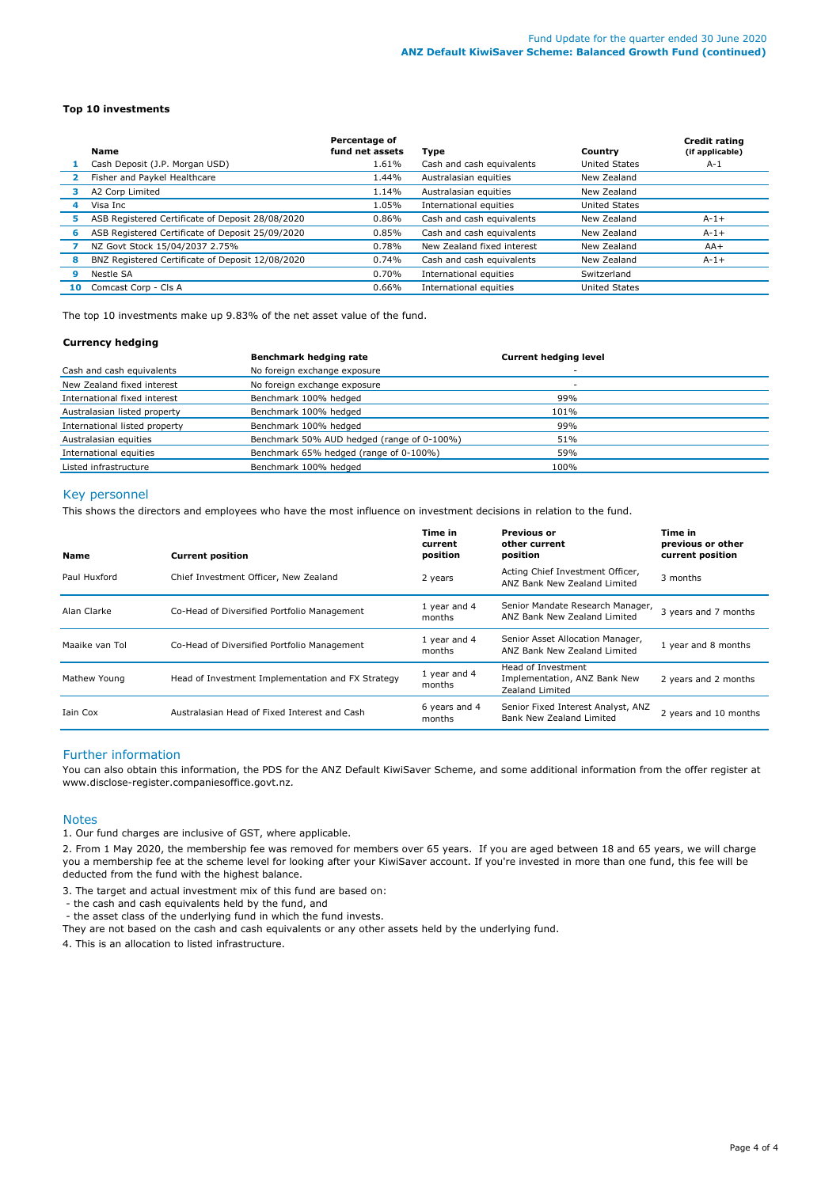### Top 10 investments

| | Name | Percentage of fund net assets | Type | Country | Credit rating (if applicable) |
|---|---|---|---|---|---|
| 1 | Cash Deposit (J.P. Morgan USD) | 1.61% | Cash and cash equivalents | United States | A-1 |
| 2 | Fisher and Paykel Healthcare | 1.44% | Australasian equities | New Zealand | |
| 3 | A2 Corp Limited | 1.14% | Australasian equities | New Zealand | |
| 4 | Visa Inc | 1.05% | International equities | United States | |
| 5 | ASB Registered Certificate of Deposit 28/08/2020 | 0.86% | Cash and cash equivalents | New Zealand | A-1+ |
| 6 | ASB Registered Certificate of Deposit 25/09/2020 | 0.85% | Cash and cash equivalents | New Zealand | A-1+ |
| 7 | NZ Govt Stock 15/04/2037 2.75% | 0.78% | New Zealand fixed interest | New Zealand | AA+ |
| 8 | BNZ Registered Certificate of Deposit 12/08/2020 | 0.74% | Cash and cash equivalents | New Zealand | A-1+ |
| 9 | Nestle SA | 0.70% | International equities | Switzerland | |
| 10 | Comcast Corp - Cls A | 0.66% | International equities | United States | |

The top 10 investments make up 9.83% of the net asset value of the fund.

### Currency hedging

| | Benchmark hedging rate | Current hedging level |
|---|---|---|
| Cash and cash equivalents | No foreign exchange exposure | - |
| New Zealand fixed interest | No foreign exchange exposure | - |
| International fixed interest | Benchmark 100% hedged | 99% |
| Australasian listed property | Benchmark 100% hedged | 101% |
| International listed property | Benchmark 100% hedged | 99% |
| Australasian equities | Benchmark 50% AUD hedged (range of 0-100%) | 51% |
| International equities | Benchmark 65% hedged (range of 0-100%) | 59% |
| Listed infrastructure | Benchmark 100% hedged | 100% |

## Key personnel

This shows the directors and employees who have the most influence on investment decisions in relation to the fund.

| Name | Current position | Time in current position | Previous or other current position | Time in previous or other current position |
|---|---|---|---|---|
| Paul Huxford | Chief Investment Officer, New Zealand | 2 years | Acting Chief Investment Officer, ANZ Bank New Zealand Limited | 3 months |
| Alan Clarke | Co-Head of Diversified Portfolio Management | 1 year and 4 months | Senior Mandate Research Manager, ANZ Bank New Zealand Limited | 3 years and 7 months |
| Maaike van Tol | Co-Head of Diversified Portfolio Management | 1 year and 4 months | Senior Asset Allocation Manager, ANZ Bank New Zealand Limited | 1 year and 8 months |
| Mathew Young | Head of Investment Implementation and FX Strategy | 1 year and 4 months | Head of Investment Implementation, ANZ Bank New Zealand Limited | 2 years and 2 months |
| Iain Cox | Australasian Head of Fixed Interest and Cash | 6 years and 4 months | Senior Fixed Interest Analyst, ANZ Bank New Zealand Limited | 2 years and 10 months |

## Further information

You can also obtain this information, the PDS for the ANZ Default KiwiSaver Scheme, and some additional information from the offer register at www.disclose-register.companiesoffice.govt.nz.

## Notes

1. Our fund charges are inclusive of GST, where applicable.

2. From 1 May 2020, the membership fee was removed for members over 65 years. If you are aged between 18 and 65 years, we will charge you a membership fee at the scheme level for looking after your KiwiSaver account. If you're invested in more than one fund, this fee will be deducted from the fund with the highest balance.

3. The target and actual investment mix of this fund are based on:
 - the cash and cash equivalents held by the fund, and
 - the asset class of the underlying fund in which the fund invests.

They are not based on the cash and cash equivalents or any other assets held by the underlying fund.

4. This is an allocation to listed infrastructure.